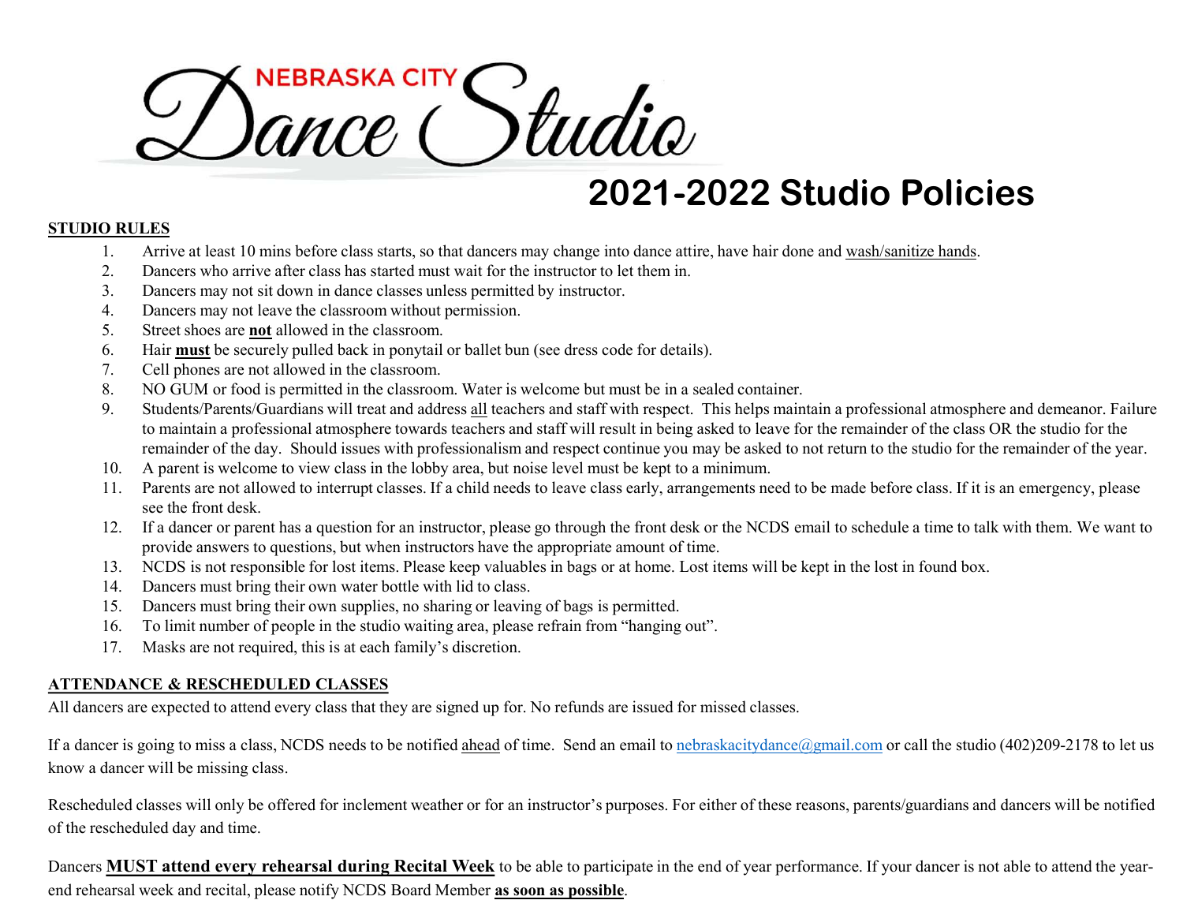NEBRASKA CITY Dance Studio

# 2021-2022 Studio Policies

## STUDIO RULES

1. Arrive at least 10 mins before class starts, so that dancers may change into dance attire, have hair done and wash/sanitize hands.
2. Dancers who arrive after class has started must wait for the instructor to let them in.
3. Dancers may not sit down in dance classes unless permitted by instructor.
4. Dancers may not leave the classroom without permission.
5. Street shoes are **not** allowed in the classroom.
6. Hair **must** be securely pulled back in ponytail or ballet bun (see dress code for details).
7. Cell phones are not allowed in the classroom.
8. NO GUM or food is permitted in the classroom. Water is welcome but must be in a sealed container.
9. Students/Parents/Guardians will treat and address all teachers and staff with respect. This helps maintain a professional atmosphere and demeanor. Failure to maintain a professional atmosphere towards teachers and staff will result in being asked to leave for the remainder of the class OR the studio for the remainder of the day. Should issues with professionalism and respect continue you may be asked to not return to the studio for the remainder of the year.
10. A parent is welcome to view class in the lobby area, but noise level must be kept to a minimum.
11. Parents are not allowed to interrupt classes. If a child needs to leave class early, arrangements need to be made before class. If it is an emergency, please see the front desk.
12. If a dancer or parent has a question for an instructor, please go through the front desk or the NCDS email to schedule a time to talk with them. We want to provide answers to questions, but when instructors have the appropriate amount of time.
13. NCDS is not responsible for lost items. Please keep valuables in bags or at home. Lost items will be kept in the lost in found box.
14. Dancers must bring their own water bottle with lid to class.
15. Dancers must bring their own supplies, no sharing or leaving of bags is permitted.
16. To limit number of people in the studio waiting area, please refrain from "hanging out".
17. Masks are not required, this is at each family's discretion.

## ATTENDANCE & RESCHEDULED CLASSES

All dancers are expected to attend every class that they are signed up for. No refunds are issued for missed classes.

If a dancer is going to miss a class, NCDS needs to be notified ahead of time. Send an email to nebraskacitydance@gmail.com or call the studio (402)209-2178 to let us know a dancer will be missing class.

Rescheduled classes will only be offered for inclement weather or for an instructor's purposes. For either of these reasons, parents/guardians and dancers will be notified of the rescheduled day and time.

Dancers **MUST attend every rehearsal during Recital Week** to be able to participate in the end of year performance. If your dancer is not able to attend the year-end rehearsal week and recital, please notify NCDS Board Member **as soon as possible**.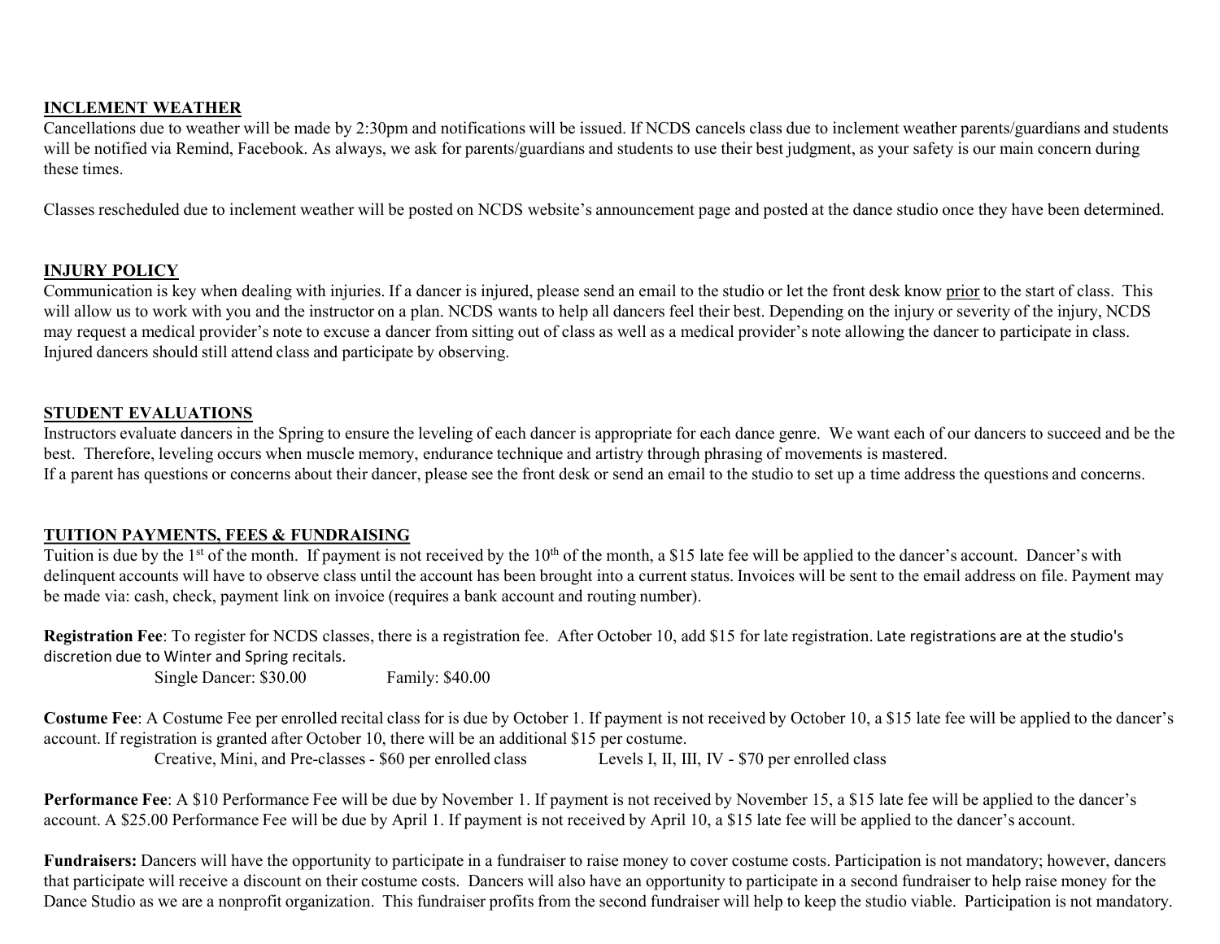## INCLEMENT WEATHER

Cancellations due to weather will be made by 2:30pm and notifications will be issued. If NCDS cancels class due to inclement weather parents/guardians and students will be notified via Remind, Facebook. As always, we ask for parents/guardians and students to use their best judgment, as your safety is our main concern during these times.

Classes rescheduled due to inclement weather will be posted on NCDS website's announcement page and posted at the dance studio once they have been determined.

## INJURY POLICY

Communication is key when dealing with injuries. If a dancer is injured, please send an email to the studio or let the front desk know prior to the start of class. This will allow us to work with you and the instructor on a plan. NCDS wants to help all dancers feel their best. Depending on the injury or severity of the injury, NCDS may request a medical provider's note to excuse a dancer from sitting out of class as well as a medical provider's note allowing the dancer to participate in class. Injured dancers should still attend class and participate by observing.

## STUDENT EVALUATIONS

Instructors evaluate dancers in the Spring to ensure the leveling of each dancer is appropriate for each dance genre. We want each of our dancers to succeed and be the best. Therefore, leveling occurs when muscle memory, endurance technique and artistry through phrasing of movements is mastered.
If a parent has questions or concerns about their dancer, please see the front desk or send an email to the studio to set up a time address the questions and concerns.

## TUITION PAYMENTS, FEES & FUNDRAISING

Tuition is due by the 1st of the month. If payment is not received by the 10th of the month, a $15 late fee will be applied to the dancer's account. Dancer's with delinquent accounts will have to observe class until the account has been brought into a current status. Invoices will be sent to the email address on file. Payment may be made via: cash, check, payment link on invoice (requires a bank account and routing number).

**Registration Fee**: To register for NCDS classes, there is a registration fee. After October 10, add $15 for late registration. Late registrations are at the studio's discretion due to Winter and Spring recitals.

Single Dancer: $30.00 Family: $40.00

**Costume Fee**: A Costume Fee per enrolled recital class for is due by October 1. If payment is not received by October 10, a $15 late fee will be applied to the dancer's account. If registration is granted after October 10, there will be an additional $15 per costume.

Creative, Mini, and Pre-classes - $60 per enrolled class Levels I, II, III, IV - $70 per enrolled class

**Performance Fee**: A $10 Performance Fee will be due by November 1. If payment is not received by November 15, a $15 late fee will be applied to the dancer's account. A $25.00 Performance Fee will be due by April 1. If payment is not received by April 10, a $15 late fee will be applied to the dancer's account.

**Fundraisers:** Dancers will have the opportunity to participate in a fundraiser to raise money to cover costume costs. Participation is not mandatory; however, dancers that participate will receive a discount on their costume costs. Dancers will also have an opportunity to participate in a second fundraiser to help raise money for the Dance Studio as we are a nonprofit organization. This fundraiser profits from the second fundraiser will help to keep the studio viable. Participation is not mandatory.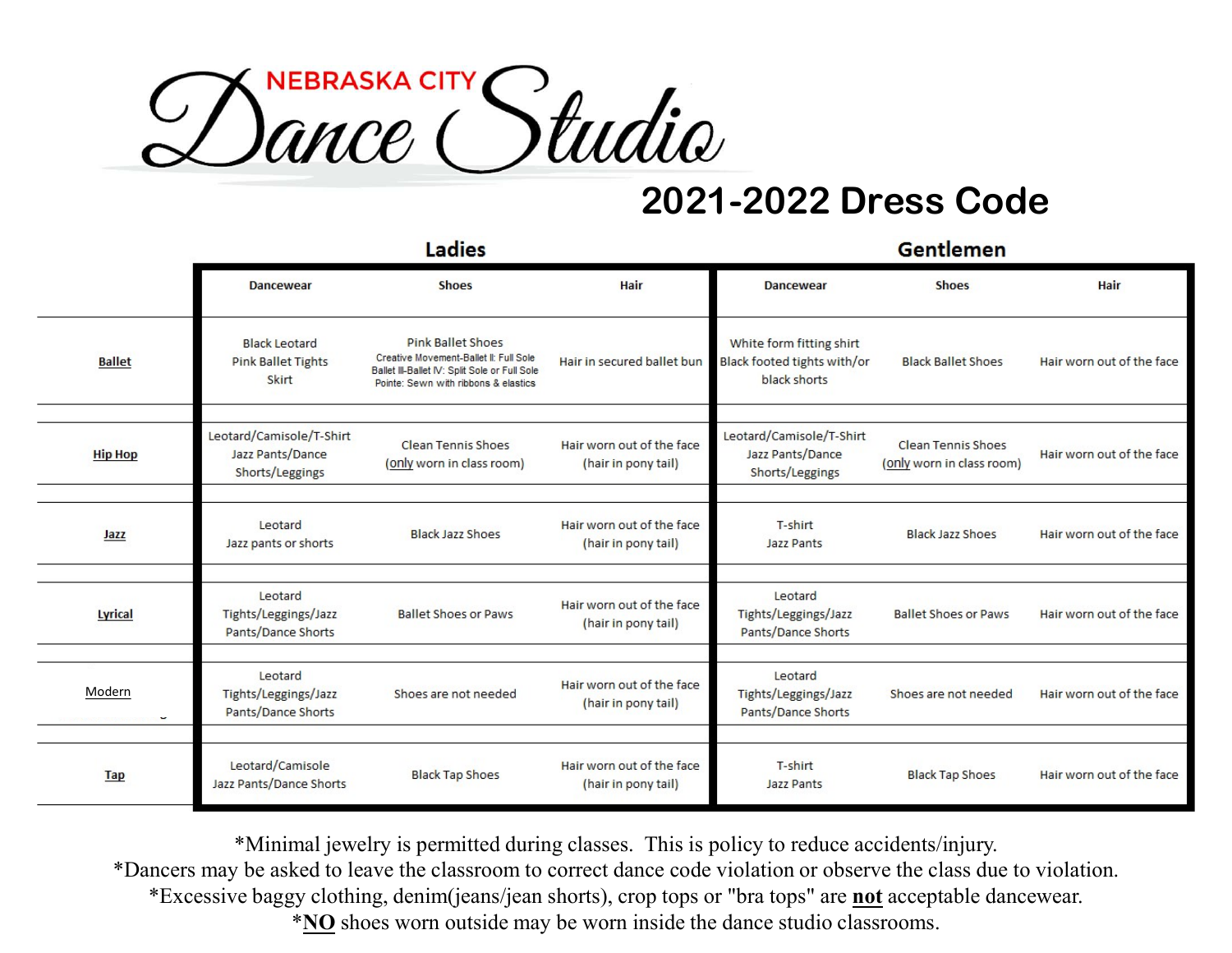# NEBRASKA CITY Dance Studio

## 2021-2022 Dress Code

| | Ladies | | | Gentlemen | | |
|---|---|---|---|---|---|---|
| | Dancewear | Shoes | Hair | Dancewear | Shoes | Hair |
| **Ballet** | Black Leotard<br>Pink Ballet Tights<br>Skirt | Pink Ballet Shoes<br>Creative Movement-Ballet II: Full Sole<br>Ballet III-Ballet IV: Split Sole or Full Sole<br>Pointe: Sewn with ribbons & elastics | Hair in secured ballet bun | White form fitting shirt<br>Black footed tights with/or black shorts | Black Ballet Shoes | Hair worn out of the face |
| **Hip Hop** | Leotard/Camisole/T-Shirt<br>Jazz Pants/Dance Shorts/Leggings | Clean Tennis Shoes<br>(only worn in class room) | Hair worn out of the face<br>(hair in pony tail) | Leotard/Camisole/T-Shirt<br>Jazz Pants/Dance Shorts/Leggings | Clean Tennis Shoes<br>(only worn in class room) | Hair worn out of the face |
| **Jazz** | Leotard<br>Jazz pants or shorts | Black Jazz Shoes | Hair worn out of the face<br>(hair in pony tail) | T-shirt<br>Jazz Pants | Black Jazz Shoes | Hair worn out of the face |
| **Lyrical** | Leotard<br>Tights/Leggings/Jazz Pants/Dance Shorts | Ballet Shoes or Paws | Hair worn out of the face<br>(hair in pony tail) | Leotard<br>Tights/Leggings/Jazz Pants/Dance Shorts | Ballet Shoes or Paws | Hair worn out of the face |
| **Modern** | Leotard<br>Tights/Leggings/Jazz Pants/Dance Shorts | Shoes are not needed | Hair worn out of the face<br>(hair in pony tail) | Leotard<br>Tights/Leggings/Jazz Pants/Dance Shorts | Shoes are not needed | Hair worn out of the face |
| **Tap** | Leotard/Camisole<br>Jazz Pants/Dance Shorts | Black Tap Shoes | Hair worn out of the face<br>(hair in pony tail) | T-shirt<br>Jazz Pants | Black Tap Shoes | Hair worn out of the face |

*Minimal jewelry is permitted during classes. This is policy to reduce accidents/injury.

*Dancers may be asked to leave the classroom to correct dance code violation or observe the class due to violation.

*Excessive baggy clothing, denim(jeans/jean shorts), crop tops or "bra tops" are **not** acceptable dancewear.

***NO** shoes worn outside may be worn inside the dance studio classrooms.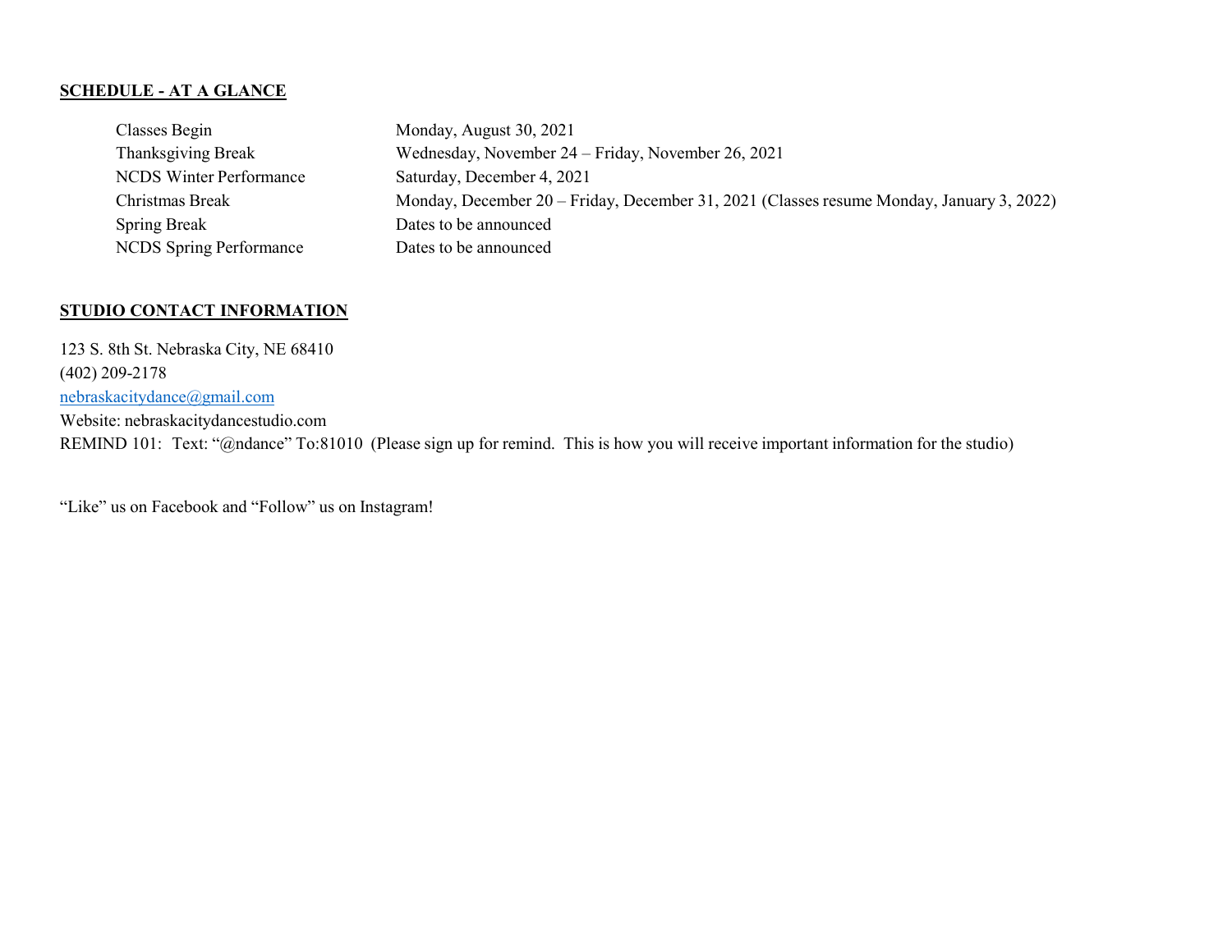**<u>SCHEDULE - AT A GLANCE</u>**

| | |
|---|---|
| Classes Begin | Monday, August 30, 2021 |
| Thanksgiving Break | Wednesday, November 24 – Friday, November 26, 2021 |
| NCDS Winter Performance | Saturday, December 4, 2021 |
| Christmas Break | Monday, December 20 – Friday, December 31, 2021 (Classes resume Monday, January 3, 2022) |
| Spring Break | Dates to be announced |
| NCDS Spring Performance | Dates to be announced |

**<u>STUDIO CONTACT INFORMATION</u>**

123 S. 8th St. Nebraska City, NE 68410
(402) 209-2178
nebraskacitydance@gmail.com
Website: nebraskacitydancestudio.com
REMIND 101: Text: "@ndance" To:81010 (Please sign up for remind. This is how you will receive important information for the studio)

"Like" us on Facebook and "Follow" us on Instagram!